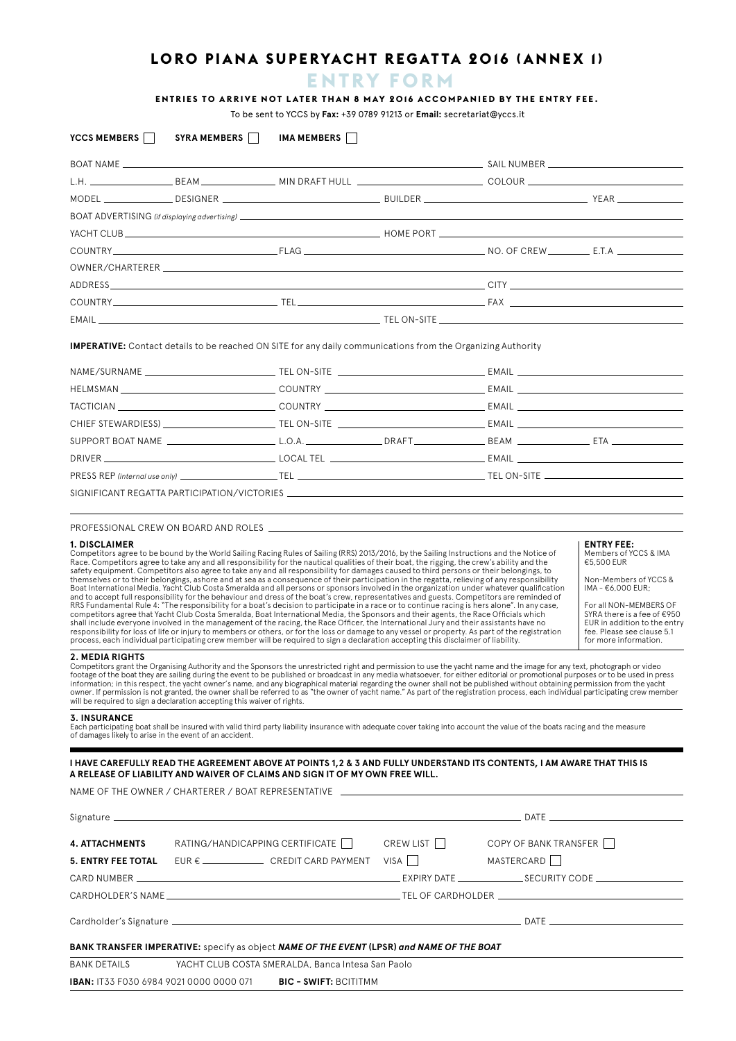# LORO PIANA SUPERYACHT REGATTA 2016 (ANNEX 1)

## ENTRY FORM

**ENTRIES TO ARRIVE NOT LATER THAN 8 MAY 2016 ACCOMPANIED BY THE ENTRY FEE.**

To be sent to YCCS by **Fax:** +39 0789 91213 or **Email:** secretariat@yccs.it

**YCCS MEMBERS** ☐ **SYRA MEMBERS** ☐ **IMA MEMBERS** ☐

BOAT NAME ______________________ SAIL NUMBER ______________________

L.H. __________ BEAM __________ MIN DRAFT HULL ______________ COLOUR ______________

MODEL __________ DESIGNER ______________ BUILDER ______________ YEAR __________

BOAT ADVERTISING *(if displaying advertising)* ______________________

YACHT CLUB ______________________ HOME PORT ______________________

COUNTRY ______________ FLAG ______________ NO. OF CREW __________ E.T.A __________

OWNER/CHARTERER ______________________

ADDRESS ______________________ CITY ______________________

COUNTRY ______________ TEL ______________ FAX ______________

EMAIL ______________________ TEL ON-SITE ______________________

**IMPERATIVE:** Contact details to be reached ON SITE for any daily communications from the Organizing Authority

NAME/SURNAME ______________ TEL ON-SITE ______________ EMAIL ______________

HELMSMAN ______________ COUNTRY ______________ EMAIL ______________

TACTICIAN ______________ COUNTRY ______________ EMAIL ______________

CHIEF STEWARD(ESS) ______________ TEL ON-SITE ______________ EMAIL ______________

SUPPORT BOAT NAME ______________ L.O.A. __________ DRAFT __________ BEAM __________ ETA __________

DRIVER ______________ LOCAL TEL ______________ EMAIL ______________

PRESS REP *(internal use only)* ______________ TEL ______________ TEL ON-SITE ______________

SIGNIFICANT REGATTA PARTICIPATION/VICTORIES ______________________

PROFESSIONAL CREW ON BOARD AND ROLES ______________________

### 1. DISCLAIMER

Competitors agree to be bound by the World Sailing Racing Rules of Sailing (RRS) 2013/2016, by the Sailing Instructions and the Notice of Race. Competitors agree to take any and all responsibility for the nautical qualities of their boat, the rigging, the crew's ability and the safety equipment. Competitors also agree to take any and all responsibility for damages caused to third persons or their belongings, to themselves or to their belongings, ashore and at sea as a consequence of their participation in the regatta, relieving of any responsibility Boat International Media, Yacht Club Costa Smeralda and all persons or sponsors involved in the organization under whatever qualification and to accept full responsibility for the behaviour and dress of the boat's crew, representatives and guests. Competitors are reminded of RRS Fundamental Rule 4: "The responsibility for a boat's decision to participate in a race or to continue racing is hers alone". In any case, competitors agree that Yacht Club Costa Smeralda, Boat International Media, the Sponsors and their agents, the Race Officials which shall include everyone involved in the management of the racing, the Race Officer, the International Jury and their assistants have no responsibility for loss of life or injury to members or others, or for the loss or damage to any vessel or property. As part of the registration process, each individual participating crew member will be required to sign a declaration accepting this disclaimer of liability.

**ENTRY FEE:**
Members of YCCS & IMA €5,500 EUR

Non-Members of YCCS & IMA - €6,000 EUR;

For all NON-MEMBERS OF SYRA there is a fee of €950 EUR in addition to the entry fee. Please see clause 5.1 for more information.

### 2. MEDIA RIGHTS

Competitors grant the Organising Authority and the Sponsors the unrestricted right and permission to use the yacht name and the image for any text, photograph or video footage of the boat they are sailing during the event to be published or broadcast in any media whatsoever, for either editorial or promotional purposes or to be used in press information; in this respect, the yacht owner's name, and any biographical material regarding the owner shall not be published without obtaining permission from the yacht owner. If permission is not granted, the owner shall be referred to as "the owner of yacht name." As part of the registration process, each individual participating crew member will be required to sign a declaration accepting this waiver of rights.

### 3. INSURANCE

Each participating boat shall be insured with valid third party liability insurance with adequate cover taking into account the value of the boats racing and the measure of damages likely to arise in the event of an accident.

**I HAVE CAREFULLY READ THE AGREEMENT ABOVE AT POINTS 1,2 & 3 AND FULLY UNDERSTAND ITS CONTENTS, I AM AWARE THAT THIS IS A RELEASE OF LIABILITY AND WAIVER OF CLAIMS AND SIGN IT OF MY OWN FREE WILL.**

NAME OF THE OWNER / CHARTERER / BOAT REPRESENTATIVE ______________________

Signature ______________________ DATE ______________

**4. ATTACHMENTS** RATING/HANDICAPPING CERTIFICATE ☐ CREW LIST ☐ COPY OF BANK TRANSFER ☐

**5. ENTRY FEE TOTAL** EUR € __________ CREDIT CARD PAYMENT VISA ☐ MASTERCARD ☐

CARD NUMBER ______________________ EXPIRY DATE __________ SECURITY CODE __________

CARDHOLDER'S NAME ______________________ TEL OF CARDHOLDER ______________________

Cardholder's Signature ______________________ DATE ______________

**BANK TRANSFER IMPERATIVE:** specify as object ***NAME OF THE EVENT* (LPSR) *and NAME OF THE BOAT***

BANK DETAILS YACHT CLUB COSTA SMERALDA, Banca Intesa San Paolo

**IBAN:** IT33 F030 6984 9021 0000 0000 071 **BIC - SWIFT:** BCITITMM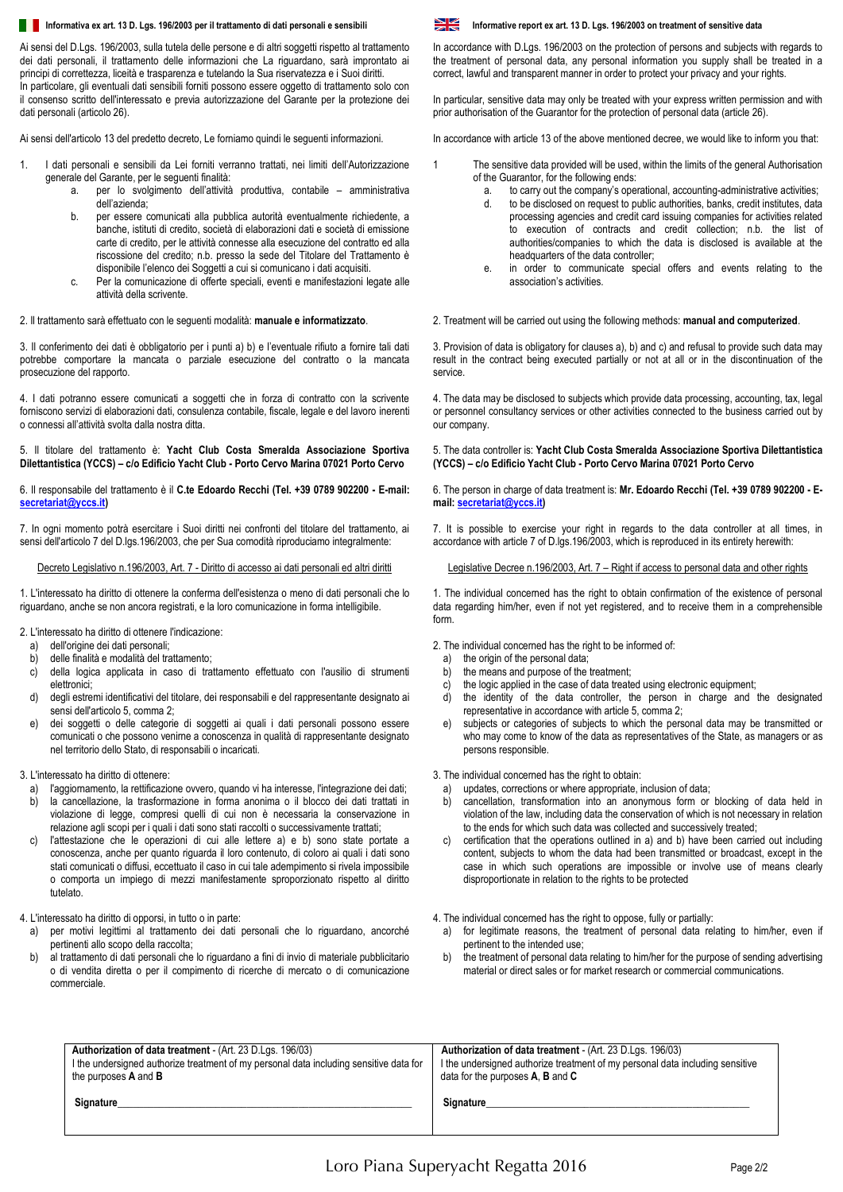## Informativa ex art. 13 D. Lgs. 196/2003 per il trattamento di dati personali e sensibili

Ai sensi del D.Lgs. 196/2003, sulla tutela delle persone e di altri soggetti rispetto al trattamento dei dati personali, il trattamento delle informazioni che La riguardano, sarà improntato ai principi di correttezza, liceità e trasparenza e tutelando la Sua riservatezza e i Suoi diritti.
In particolare, gli eventuali dati sensibili forniti possono essere oggetto di trattamento solo con il consenso scritto dell'interessato e previa autorizzazione del Garante per la protezione dei dati personali (articolo 26).

Ai sensi dell'articolo 13 del predetto decreto, Le forniamo quindi le seguenti informazioni.

1. I dati personali e sensibili da Lei forniti verranno trattati, nei limiti dell'Autorizzazione generale del Garante, per le seguenti finalità:
   a. per lo svolgimento dell'attività produttiva, contabile – amministrativa dell'azienda;
   b. per essere comunicati alla pubblica autorità eventualmente richiedente, a banche, istituti di credito, società di elaborazioni dati e società di emissione carte di credito, per le attività connesse alla esecuzione del contratto ed alla riscossione del credito; n.b. presso la sede del Titolare del Trattamento è disponibile l'elenco dei Soggetti a cui si comunicano i dati acquisiti.
   c. Per la comunicazione di offerte speciali, eventi e manifestazioni legate alle attività della scrivente.

2. Il trattamento sarà effettuato con le seguenti modalità: **manuale e informatizzato**.

3. Il conferimento dei dati è obbligatorio per i punti a) b) e l'eventuale rifiuto a fornire tali dati potrebbe comportare la mancata o parziale esecuzione del contratto o la mancata prosecuzione del rapporto.

4. I dati potranno essere comunicati a soggetti che in forza di contratto con la scrivente forniscono servizi di elaborazioni dati, consulenza contabile, fiscale, legale e del lavoro inerenti o connessi all'attività svolta dalla nostra ditta.

5. Il titolare del trattamento è: **Yacht Club Costa Smeralda Associazione Sportiva Dilettantistica (YCCS) – c/o Edificio Yacht Club - Porto Cervo Marina 07021 Porto Cervo**

6. Il responsabile del trattamento è il **C.te Edoardo Recchi (Tel. +39 0789 902200 - E-mail: secretariat@yccs.it)**

7. In ogni momento potrà esercitare i Suoi diritti nei confronti del titolare del trattamento, ai sensi dell'articolo 7 del D.lgs.196/2003, che per Sua comodità riproduciamo integralmente:

Decreto Legislativo n.196/2003, Art. 7 - Diritto di accesso ai dati personali ed altri diritti

1. L'interessato ha diritto di ottenere la conferma dell'esistenza o meno di dati personali che lo riguardano, anche se non ancora registrati, e la loro comunicazione in forma intelligibile.

2. L'interessato ha diritto di ottenere l'indicazione:
   a) dell'origine dei dati personali;
   b) delle finalità e modalità del trattamento;
   c) della logica applicata in caso di trattamento effettuato con l'ausilio di strumenti elettronici;
   d) degli estremi identificativi del titolare, dei responsabili e del rappresentante designato ai sensi dell'articolo 5, comma 2;
   e) dei soggetti o delle categorie di soggetti ai quali i dati personali possono essere comunicati o che possono venirne a conoscenza in qualità di rappresentante designato nel territorio dello Stato, di responsabili o incaricati.

3. L'interessato ha diritto di ottenere:
   a) l'aggiornamento, la rettificazione ovvero, quando vi ha interesse, l'integrazione dei dati;
   b) la cancellazione, la trasformazione in forma anonima o il blocco dei dati trattati in violazione di legge, compresi quelli di cui non è necessaria la conservazione in relazione agli scopi per i quali i dati sono stati raccolti o successivamente trattati;
   c) l'attestazione che le operazioni di cui alle lettere a) e b) sono state portate a conoscenza, anche per quanto riguarda il loro contenuto, di coloro ai quali i dati sono stati comunicati o diffusi, eccettuato il caso in cui tale adempimento si rivela impossibile o comporta un impiego di mezzi manifestamente sproporzionato rispetto al diritto tutelato.

4. L'interessato ha diritto di opporsi, in tutto o in parte:
   a) per motivi legittimi al trattamento dei dati personali che lo riguardano, ancorché pertinenti allo scopo della raccolta;
   b) al trattamento di dati personali che lo riguardano a fini di invio di materiale pubblicitario o di vendita diretta o per il compimento di ricerche di mercato o di comunicazione commerciale.

## Informative report ex art. 13 D. Lgs. 196/2003 on treatment of sensitive data

In accordance with D.Lgs. 196/2003 on the protection of persons and subjects with regards to the treatment of personal data, any personal information you supply shall be treated in a correct, lawful and transparent manner in order to protect your privacy and your rights.

In particular, sensitive data may only be treated with your express written permission and with prior authorisation of the Guarantor for the protection of personal data (article 26).

In accordance with article 13 of the above mentioned decree, we would like to inform you that:

1. The sensitive data provided will be used, within the limits of the general Authorisation of the Guarantor, for the following ends:
   a. to carry out the company's operational, accounting-administrative activities;
   d. to be disclosed on request to public authorities, banks, credit institutes, data processing agencies and credit card issuing companies for activities related to execution of contracts and credit collection; n.b. the list of authorities/companies to which the data is disclosed is available at the headquarters of the data controller;
   e. in order to communicate special offers and events relating to the association's activities.

2. Treatment will be carried out using the following methods: **manual and computerized**.

3. Provision of data is obligatory for clauses a), b) and c) and refusal to provide such data may result in the contract being executed partially or not at all or in the discontinuation of the service.

4. The data may be disclosed to subjects which provide data processing, accounting, tax, legal or personnel consultancy services or other activities connected to the business carried out by our company.

5. The data controller is: **Yacht Club Costa Smeralda Associazione Sportiva Dilettantistica (YCCS) – c/o Edificio Yacht Club - Porto Cervo Marina 07021 Porto Cervo**

6. The person in charge of data treatment is: **Mr. Edoardo Recchi (Tel. +39 0789 902200 - E-mail: secretariat@yccs.it)**

7. It is possible to exercise your right in regards to the data controller at all times, in accordance with article 7 of D.lgs.196/2003, which is reproduced in its entirety herewith:

Legislative Decree n.196/2003, Art. 7 – Right if access to personal data and other rights

1. The individual concerned has the right to obtain confirmation of the existence of personal data regarding him/her, even if not yet registered, and to receive them in a comprehensible form.

2. The individual concerned has the right to be informed of:
   a) the origin of the personal data;
   b) the means and purpose of the treatment;
   c) the logic applied in the case of data treated using electronic equipment;
   d) the identity of the data controller, the person in charge and the designated representative in accordance with article 5, comma 2;
   e) subjects or categories of subjects to which the personal data may be transmitted or who may come to know of the data as representatives of the State, as managers or as persons responsible.

3. The individual concerned has the right to obtain:
   a) updates, corrections or where appropriate, inclusion of data;
   b) cancellation, transformation into an anonymous form or blocking of data held in violation of the law, including data the conservation of which is not necessary in relation to the ends for which such data was collected and successively treated;
   c) certification that the operations outlined in a) and b) have been carried out including content, subjects to whom the data had been transmitted or broadcast, except in the case in which such operations are impossible or involve use of means clearly disproportionate in relation to the rights to be protected

4. The individual concerned has the right to oppose, fully or partially:
   a) for legitimate reasons, the treatment of personal data relating to him/her, even if pertinent to the intended use;
   b) the treatment of personal data relating to him/her for the purpose of sending advertising material or direct sales or for market research or commercial communications.

| | |
|---|---|
| **Authorization of data treatment** - (Art. 23 D.Lgs. 196/03)<br>I the undersigned authorize treatment of my personal data including sensitive data for the purposes **A** and **B**<br><br>**Signature**_______________________ | **Authorization of data treatment** - (Art. 23 D.Lgs. 196/03)<br>I the undersigned authorize treatment of my personal data including sensitive data for the purposes **A**, **B** and **C**<br><br>**Signature**_______________________ |

Loro Piana Superyacht Regatta 2016